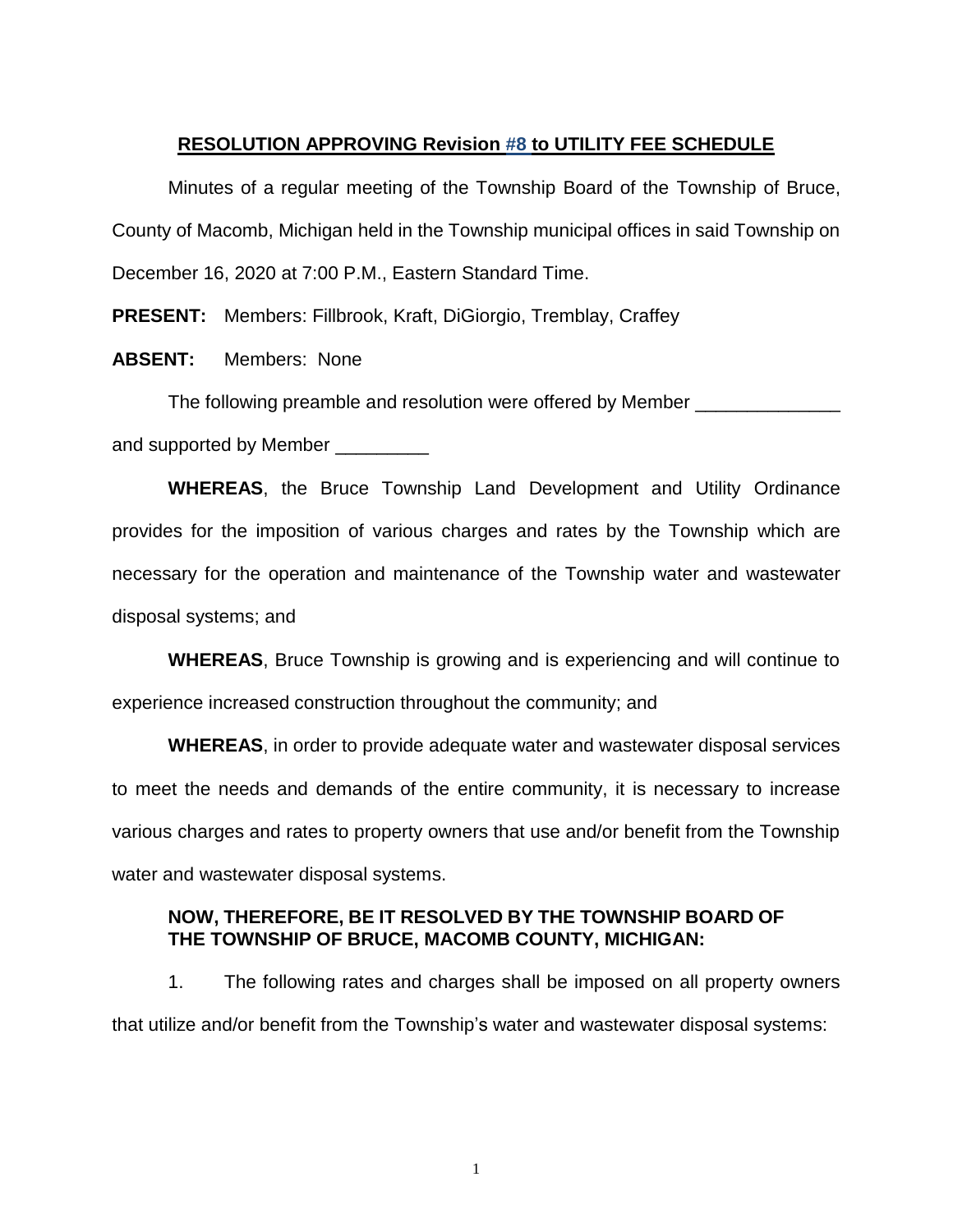# RESOLUTION APPROVING Revision #8 to UTILITY FEE SCHEDULE

Minutes of a regular meeting of the Township Board of the Township of Bruce, County of Macomb, Michigan held in the Township municipal offices in said Township on December 16, 2020 at 7:00 P.M., Eastern Standard Time.

**PRESENT:** Members: Fillbrook, Kraft, DiGiorgio, Tremblay, Craffey

**ABSENT:** Members: None

The following preamble and resolution were offered by Member ______________ and supported by Member _________

**WHEREAS**, the Bruce Township Land Development and Utility Ordinance provides for the imposition of various charges and rates by the Township which are necessary for the operation and maintenance of the Township water and wastewater disposal systems; and

**WHEREAS**, Bruce Township is growing and is experiencing and will continue to experience increased construction throughout the community; and

**WHEREAS**, in order to provide adequate water and wastewater disposal services to meet the needs and demands of the entire community, it is necessary to increase various charges and rates to property owners that use and/or benefit from the Township water and wastewater disposal systems.

**NOW, THEREFORE, BE IT RESOLVED BY THE TOWNSHIP BOARD OF THE TOWNSHIP OF BRUCE, MACOMB COUNTY, MICHIGAN:**

1. The following rates and charges shall be imposed on all property owners that utilize and/or benefit from the Township's water and wastewater disposal systems: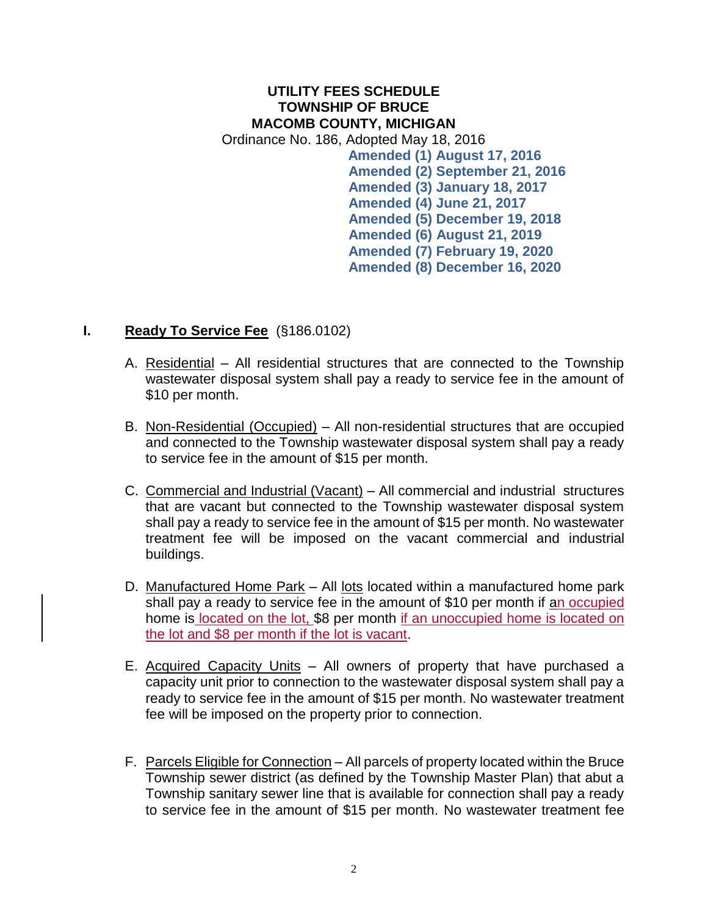**UTILITY FEES SCHEDULE**
**TOWNSHIP OF BRUCE**
**MACOMB COUNTY, MICHIGAN**

Ordinance No. 186, Adopted May 18, 2016

**Amended (1) August 17, 2016**
**Amended (2) September 21, 2016**
**Amended (3) January 18, 2017**
**Amended (4) June 21, 2017**
**Amended (5) December 19, 2018**
**Amended (6) August 21, 2019**
**Amended (7) February 19, 2020**
**Amended (8) December 16, 2020**

## I. Ready To Service Fee (§186.0102)

A. Residential – All residential structures that are connected to the Township wastewater disposal system shall pay a ready to service fee in the amount of $10 per month.

B. Non-Residential (Occupied) – All non-residential structures that are occupied and connected to the Township wastewater disposal system shall pay a ready to service fee in the amount of $15 per month.

C. Commercial and Industrial (Vacant) – All commercial and industrial structures that are vacant but connected to the Township wastewater disposal system shall pay a ready to service fee in the amount of $15 per month. No wastewater treatment fee will be imposed on the vacant commercial and industrial buildings.

D. Manufactured Home Park – All lots located within a manufactured home park shall pay a ready to service fee in the amount of $10 per month if an occupied home is located on the lot, $8 per month if an unoccupied home is located on the lot and $8 per month if the lot is vacant.

E. Acquired Capacity Units – All owners of property that have purchased a capacity unit prior to connection to the wastewater disposal system shall pay a ready to service fee in the amount of $15 per month. No wastewater treatment fee will be imposed on the property prior to connection.

F. Parcels Eligible for Connection – All parcels of property located within the Bruce Township sewer district (as defined by the Township Master Plan) that abut a Township sanitary sewer line that is available for connection shall pay a ready to service fee in the amount of $15 per month. No wastewater treatment fee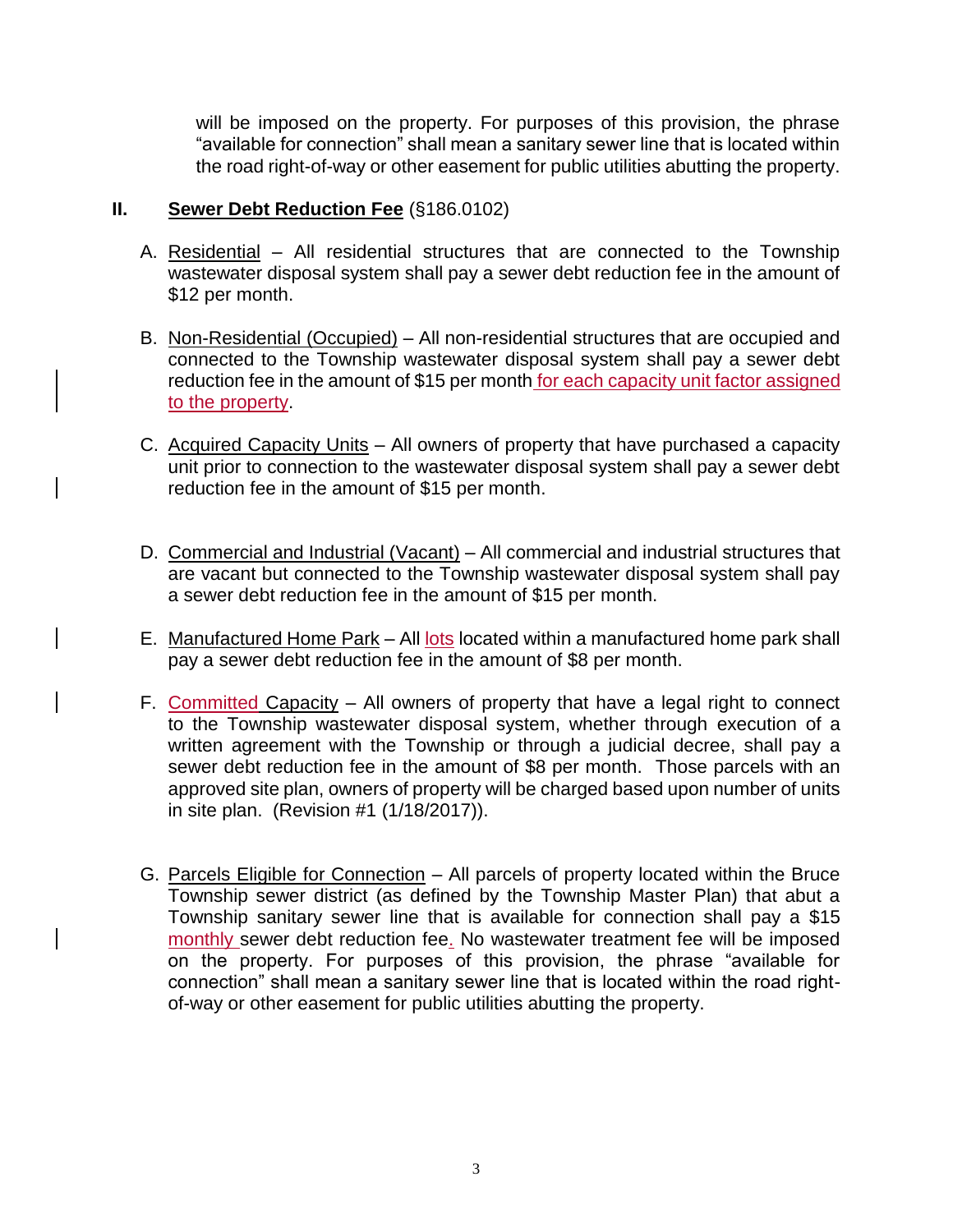will be imposed on the property. For purposes of this provision, the phrase "available for connection" shall mean a sanitary sewer line that is located within the road right-of-way or other easement for public utilities abutting the property.

## II. Sewer Debt Reduction Fee (§186.0102)

A. Residential – All residential structures that are connected to the Township wastewater disposal system shall pay a sewer debt reduction fee in the amount of $12 per month.

B. Non-Residential (Occupied) – All non-residential structures that are occupied and connected to the Township wastewater disposal system shall pay a sewer debt reduction fee in the amount of $15 per month for each capacity unit factor assigned to the property.

C. Acquired Capacity Units – All owners of property that have purchased a capacity unit prior to connection to the wastewater disposal system shall pay a sewer debt reduction fee in the amount of $15 per month.

D. Commercial and Industrial (Vacant) – All commercial and industrial structures that are vacant but connected to the Township wastewater disposal system shall pay a sewer debt reduction fee in the amount of $15 per month.

E. Manufactured Home Park – All lots located within a manufactured home park shall pay a sewer debt reduction fee in the amount of $8 per month.

F. Committed Capacity – All owners of property that have a legal right to connect to the Township wastewater disposal system, whether through execution of a written agreement with the Township or through a judicial decree, shall pay a sewer debt reduction fee in the amount of $8 per month. Those parcels with an approved site plan, owners of property will be charged based upon number of units in site plan. (Revision #1 (1/18/2017)).

G. Parcels Eligible for Connection – All parcels of property located within the Bruce Township sewer district (as defined by the Township Master Plan) that abut a Township sanitary sewer line that is available for connection shall pay a $15 monthly sewer debt reduction fee. No wastewater treatment fee will be imposed on the property. For purposes of this provision, the phrase "available for connection" shall mean a sanitary sewer line that is located within the road right-of-way or other easement for public utilities abutting the property.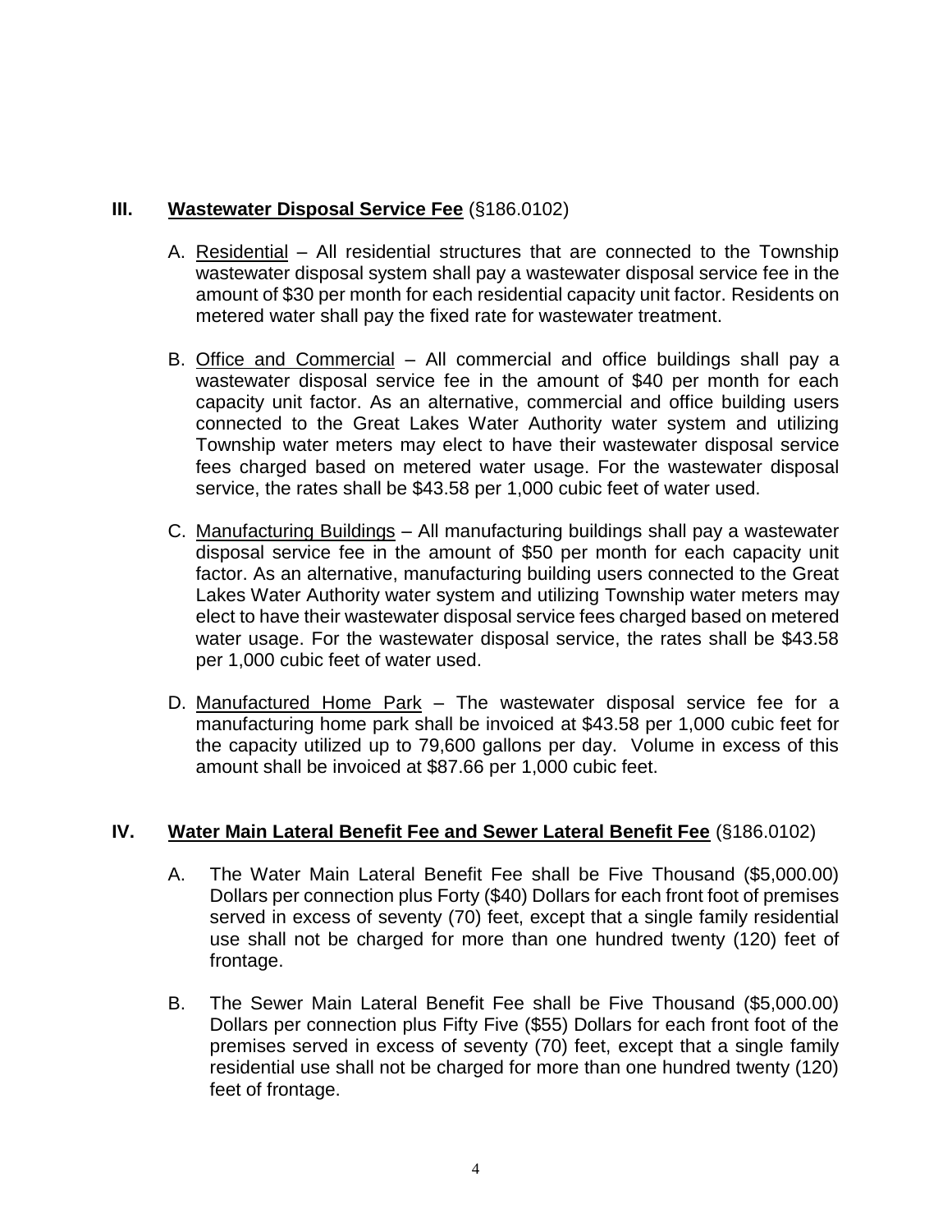## III. Wastewater Disposal Service Fee (§186.0102)

A. Residential – All residential structures that are connected to the Township wastewater disposal system shall pay a wastewater disposal service fee in the amount of $30 per month for each residential capacity unit factor. Residents on metered water shall pay the fixed rate for wastewater treatment.

B. Office and Commercial – All commercial and office buildings shall pay a wastewater disposal service fee in the amount of $40 per month for each capacity unit factor. As an alternative, commercial and office building users connected to the Great Lakes Water Authority water system and utilizing Township water meters may elect to have their wastewater disposal service fees charged based on metered water usage. For the wastewater disposal service, the rates shall be $43.58 per 1,000 cubic feet of water used.

C. Manufacturing Buildings – All manufacturing buildings shall pay a wastewater disposal service fee in the amount of $50 per month for each capacity unit factor. As an alternative, manufacturing building users connected to the Great Lakes Water Authority water system and utilizing Township water meters may elect to have their wastewater disposal service fees charged based on metered water usage. For the wastewater disposal service, the rates shall be $43.58 per 1,000 cubic feet of water used.

D. Manufactured Home Park – The wastewater disposal service fee for a manufacturing home park shall be invoiced at $43.58 per 1,000 cubic feet for the capacity utilized up to 79,600 gallons per day. Volume in excess of this amount shall be invoiced at $87.66 per 1,000 cubic feet.

## IV. Water Main Lateral Benefit Fee and Sewer Lateral Benefit Fee (§186.0102)

A. The Water Main Lateral Benefit Fee shall be Five Thousand ($5,000.00) Dollars per connection plus Forty ($40) Dollars for each front foot of premises served in excess of seventy (70) feet, except that a single family residential use shall not be charged for more than one hundred twenty (120) feet of frontage.

B. The Sewer Main Lateral Benefit Fee shall be Five Thousand ($5,000.00) Dollars per connection plus Fifty Five ($55) Dollars for each front foot of the premises served in excess of seventy (70) feet, except that a single family residential use shall not be charged for more than one hundred twenty (120) feet of frontage.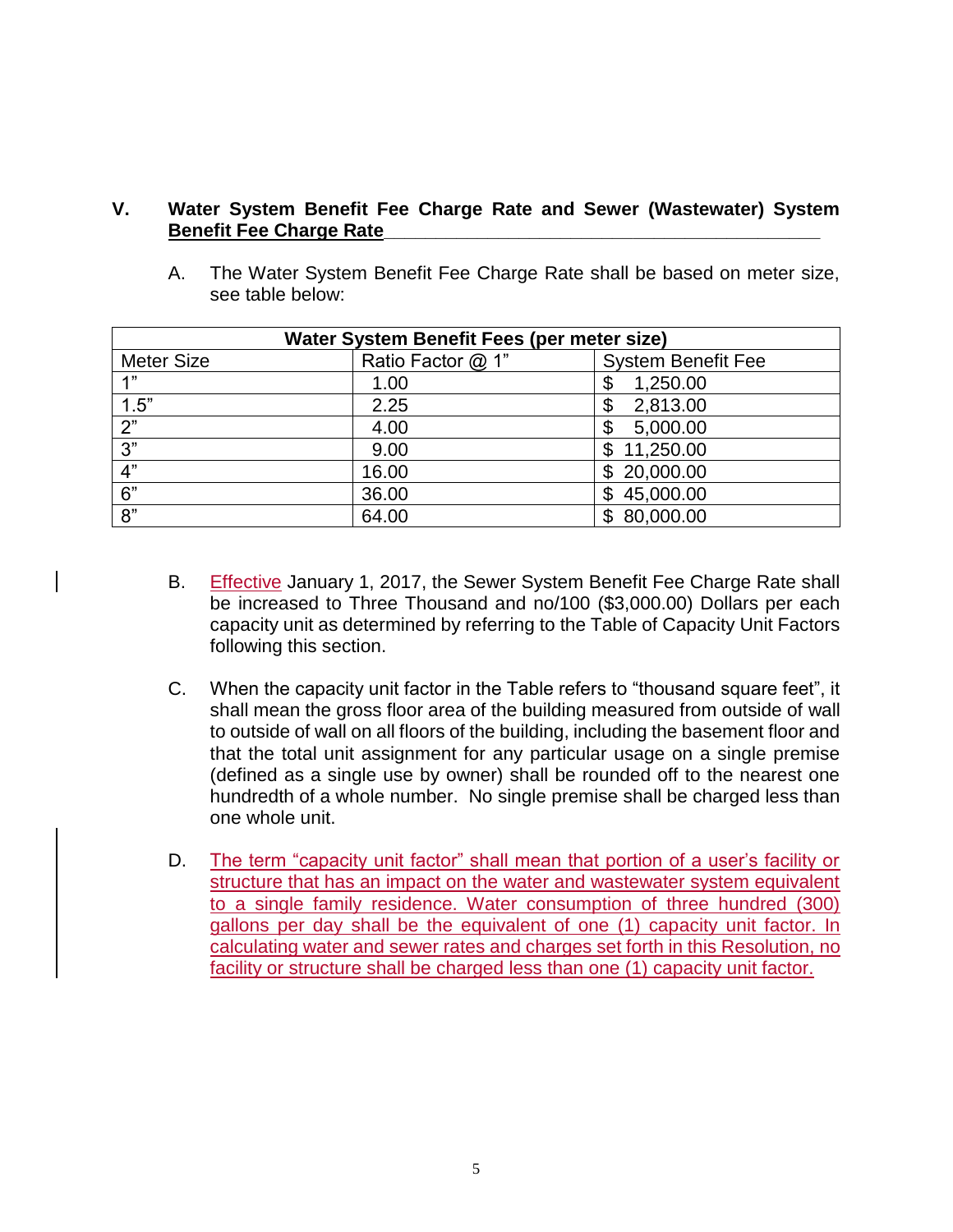## V. Water System Benefit Fee Charge Rate and Sewer (Wastewater) System Benefit Fee Charge Rate

A. The Water System Benefit Fee Charge Rate shall be based on meter size, see table below:

| Water System Benefit Fees (per meter size) | | |
|---|---|---|
| Meter Size | Ratio Factor @ 1" | System Benefit Fee |
| 1" | 1.00 | $ 1,250.00 |
| 1.5" | 2.25 | $ 2,813.00 |
| 2" | 4.00 | $ 5,000.00 |
| 3" | 9.00 | $ 11,250.00 |
| 4" | 16.00 | $ 20,000.00 |
| 6" | 36.00 | $ 45,000.00 |
| 8" | 64.00 | $ 80,000.00 |

B. Effective January 1, 2017, the Sewer System Benefit Fee Charge Rate shall be increased to Three Thousand and no/100 ($3,000.00) Dollars per each capacity unit as determined by referring to the Table of Capacity Unit Factors following this section.

C. When the capacity unit factor in the Table refers to "thousand square feet", it shall mean the gross floor area of the building measured from outside of wall to outside of wall on all floors of the building, including the basement floor and that the total unit assignment for any particular usage on a single premise (defined as a single use by owner) shall be rounded off to the nearest one hundredth of a whole number. No single premise shall be charged less than one whole unit.

D. The term "capacity unit factor" shall mean that portion of a user's facility or structure that has an impact on the water and wastewater system equivalent to a single family residence. Water consumption of three hundred (300) gallons per day shall be the equivalent of one (1) capacity unit factor. In calculating water and sewer rates and charges set forth in this Resolution, no facility or structure shall be charged less than one (1) capacity unit factor.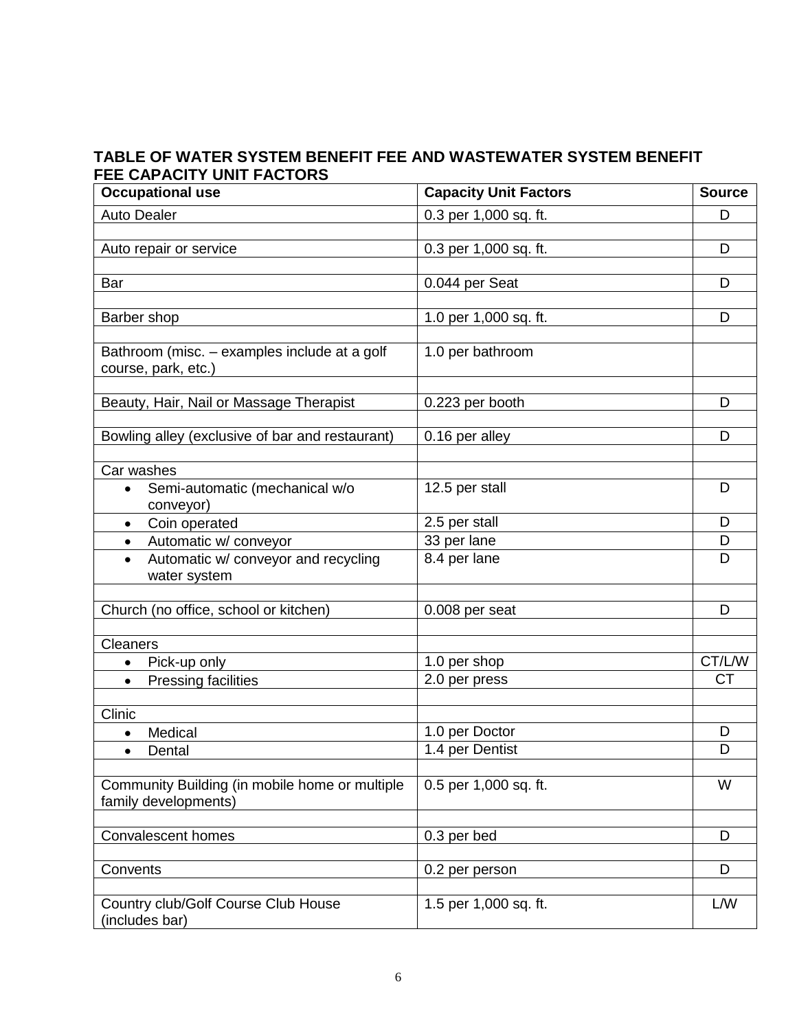## TABLE OF WATER SYSTEM BENEFIT FEE AND WASTEWATER SYSTEM BENEFIT FEE CAPACITY UNIT FACTORS

| Occupational use | Capacity Unit Factors | Source |
|---|---|---|
| Auto Dealer | 0.3 per 1,000 sq. ft. | D |
| | | |
| Auto repair or service | 0.3 per 1,000 sq. ft. | D |
| | | |
| Bar | 0.044 per Seat | D |
| | | |
| Barber shop | 1.0 per 1,000 sq. ft. | D |
| | | |
| Bathroom (misc. – examples include at a golf course, park, etc.) | 1.0 per bathroom | |
| | | |
| Beauty, Hair, Nail or Massage Therapist | 0.223 per booth | D |
| | | |
| Bowling alley (exclusive of bar and restaurant) | 0.16 per alley | D |
| | | |
| Car washes | | |
| • Semi-automatic (mechanical w/o conveyor) | 12.5 per stall | D |
| • Coin operated | 2.5 per stall | D |
| • Automatic w/ conveyor | 33 per lane | D |
| • Automatic w/ conveyor and recycling water system | 8.4 per lane | D |
| | | |
| Church (no office, school or kitchen) | 0.008 per seat | D |
| | | |
| Cleaners | | |
| • Pick-up only | 1.0 per shop | CT/L/W |
| • Pressing facilities | 2.0 per press | CT |
| | | |
| Clinic | | |
| • Medical | 1.0 per Doctor | D |
| • Dental | 1.4 per Dentist | D |
| | | |
| Community Building (in mobile home or multiple family developments) | 0.5 per 1,000 sq. ft. | W |
| | | |
| Convalescent homes | 0.3 per bed | D |
| | | |
| Convents | 0.2 per person | D |
| | | |
| Country club/Golf Course Club House (includes bar) | 1.5 per 1,000 sq. ft. | L/W |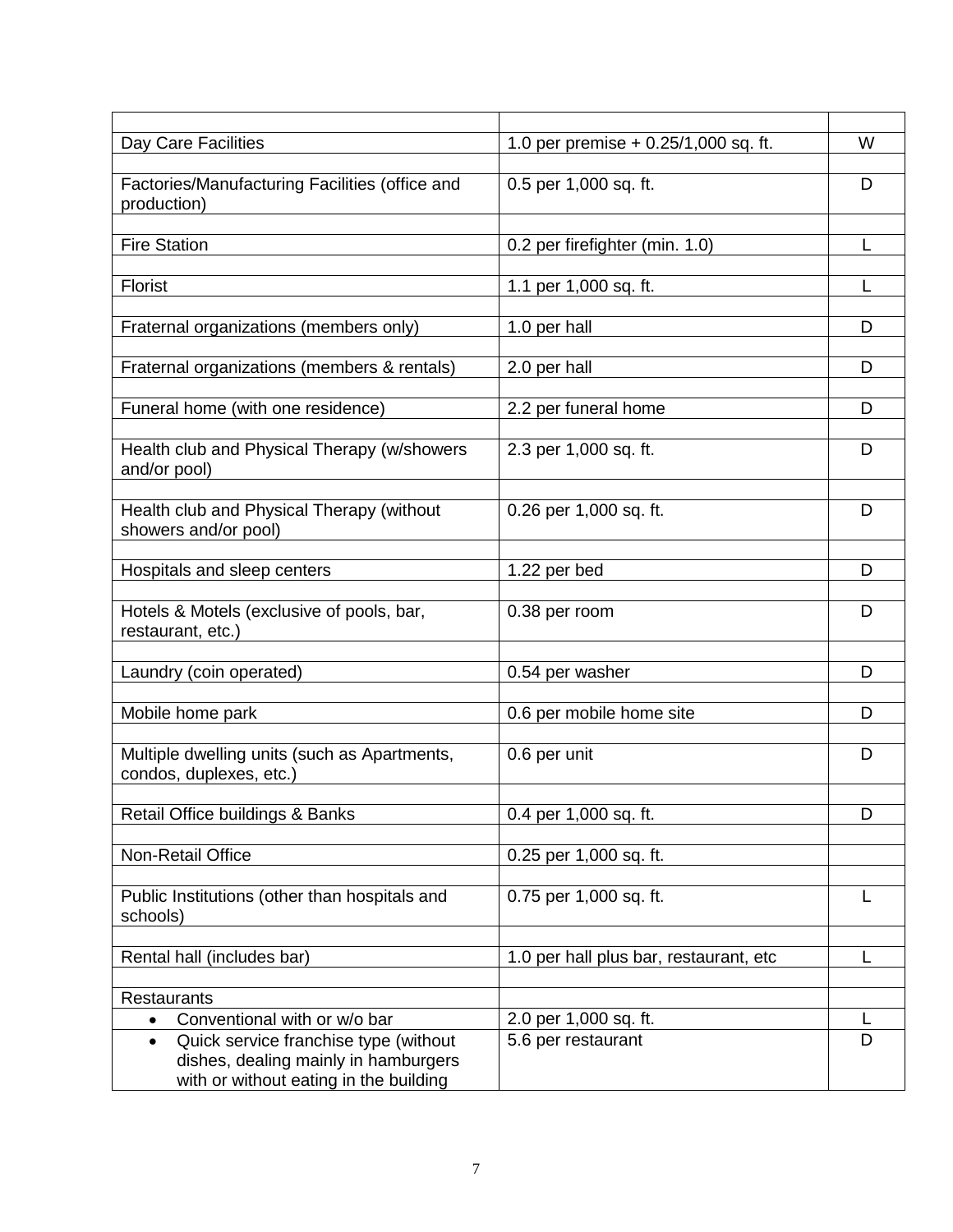| | | |
|---|---|---|
| Day Care Facilities | 1.0 per premise + 0.25/1,000 sq. ft. | W |
| Factories/Manufacturing Facilities (office and production) | 0.5 per 1,000 sq. ft. | D |
| Fire Station | 0.2 per firefighter (min. 1.0) | L |
| Florist | 1.1 per 1,000 sq. ft. | L |
| Fraternal organizations (members only) | 1.0 per hall | D |
| Fraternal organizations (members & rentals) | 2.0 per hall | D |
| Funeral home (with one residence) | 2.2 per funeral home | D |
| Health club and Physical Therapy (w/showers and/or pool) | 2.3 per 1,000 sq. ft. | D |
| Health club and Physical Therapy (without showers and/or pool) | 0.26 per 1,000 sq. ft. | D |
| Hospitals and sleep centers | 1.22 per bed | D |
| Hotels & Motels (exclusive of pools, bar, restaurant, etc.) | 0.38 per room | D |
| Laundry (coin operated) | 0.54 per washer | D |
| Mobile home park | 0.6 per mobile home site | D |
| Multiple dwelling units (such as Apartments, condos, duplexes, etc.) | 0.6 per unit | D |
| Retail Office buildings & Banks | 0.4 per 1,000 sq. ft. | D |
| Non-Retail Office | 0.25 per 1,000 sq. ft. | |
| Public Institutions (other than hospitals and schools) | 0.75 per 1,000 sq. ft. | L |
| Rental hall (includes bar) | 1.0 per hall plus bar, restaurant, etc | L |
| Restaurants | | |
| • Conventional with or w/o bar | 2.0 per 1,000 sq. ft. | L |
| • Quick service franchise type (without dishes, dealing mainly in hamburgers with or without eating in the building | 5.6 per restaurant | D |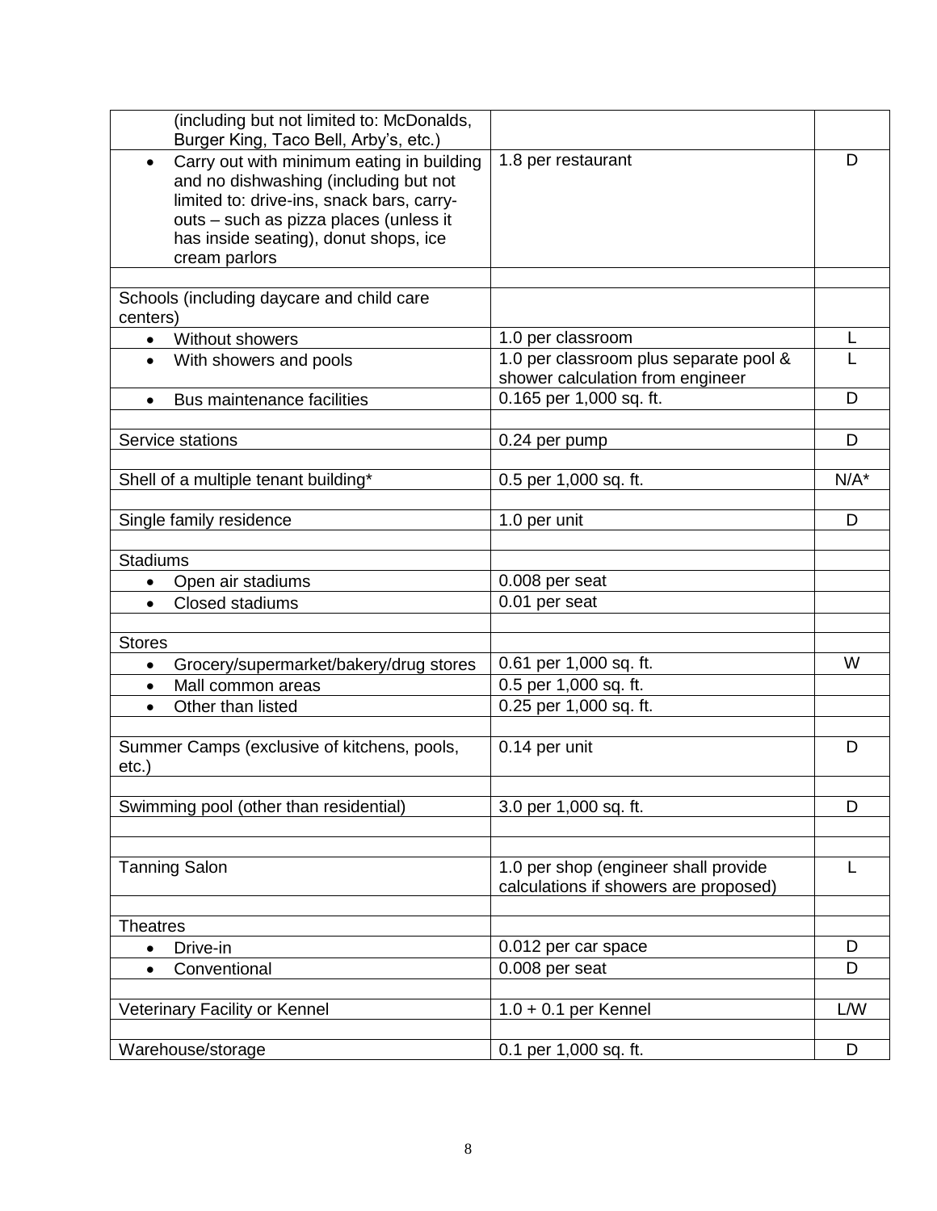| | | |
|---|---|---|
| (including but not limited to: McDonalds, Burger King, Taco Bell, Arby's, etc.) | | |
| • Carry out with minimum eating in building and no dishwashing (including but not limited to: drive-ins, snack bars, carry-outs – such as pizza places (unless it has inside seating), donut shops, ice cream parlors | 1.8 per restaurant | D |
| | | |
| Schools (including daycare and child care centers) | | |
| • Without showers | 1.0 per classroom | L |
| • With showers and pools | 1.0 per classroom plus separate pool & shower calculation from engineer | L |
| • Bus maintenance facilities | 0.165 per 1,000 sq. ft. | D |
| | | |
| Service stations | 0.24 per pump | D |
| | | |
| Shell of a multiple tenant building* | 0.5 per 1,000 sq. ft. | N/A* |
| | | |
| Single family residence | 1.0 per unit | D |
| | | |
| Stadiums | | |
| • Open air stadiums | 0.008 per seat | |
| • Closed stadiums | 0.01 per seat | |
| | | |
| Stores | | |
| • Grocery/supermarket/bakery/drug stores | 0.61 per 1,000 sq. ft. | W |
| • Mall common areas | 0.5 per 1,000 sq. ft. | |
| • Other than listed | 0.25 per 1,000 sq. ft. | |
| | | |
| Summer Camps (exclusive of kitchens, pools, etc.) | 0.14 per unit | D |
| | | |
| Swimming pool (other than residential) | 3.0 per 1,000 sq. ft. | D |
| | | |
| | | |
| Tanning Salon | 1.0 per shop (engineer shall provide calculations if showers are proposed) | L |
| | | |
| Theatres | | |
| • Drive-in | 0.012 per car space | D |
| • Conventional | 0.008 per seat | D |
| | | |
| Veterinary Facility or Kennel | 1.0 + 0.1 per Kennel | L/W |
| | | |
| Warehouse/storage | 0.1 per 1,000 sq. ft. | D |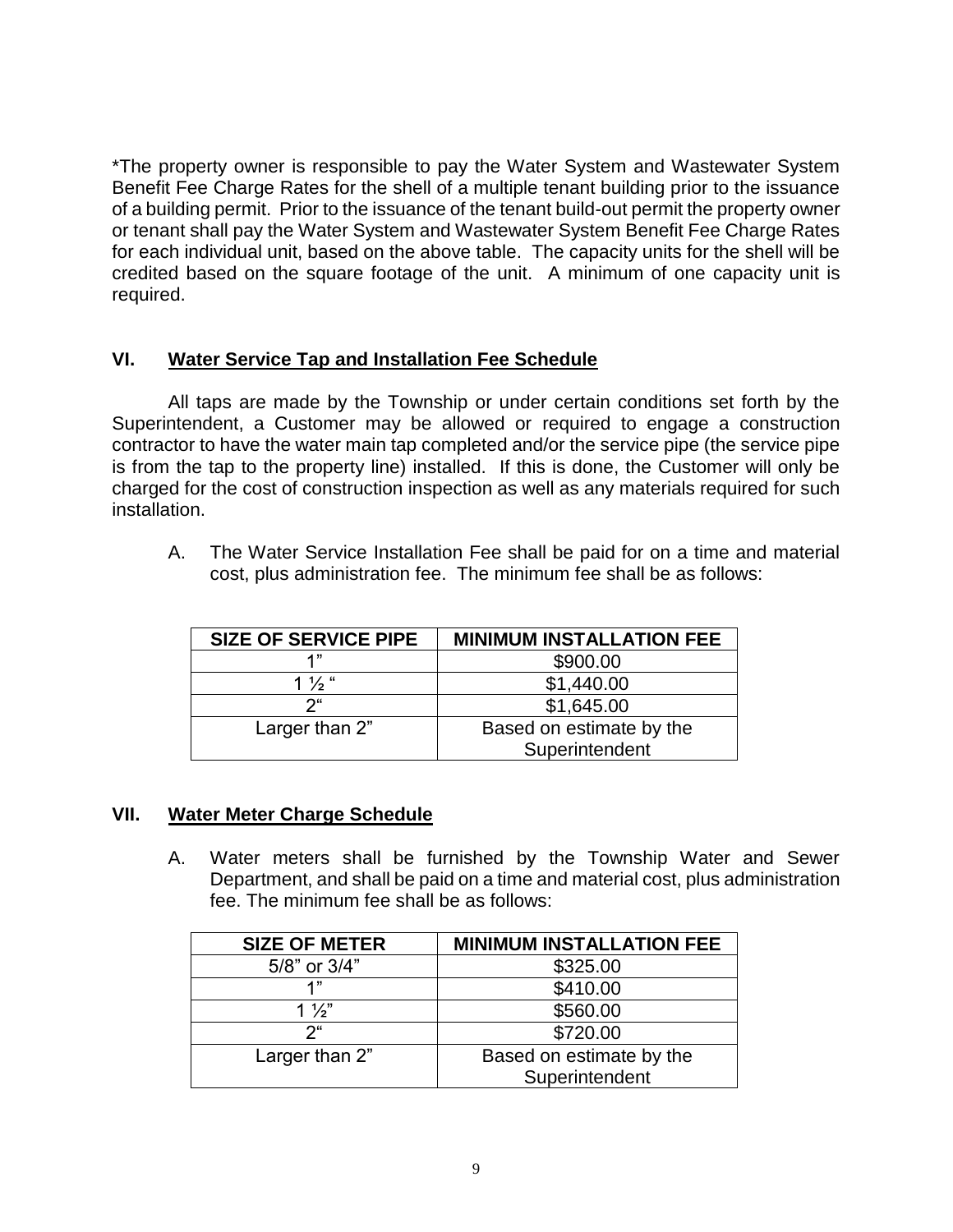*The property owner is responsible to pay the Water System and Wastewater System Benefit Fee Charge Rates for the shell of a multiple tenant building prior to the issuance of a building permit. Prior to the issuance of the tenant build-out permit the property owner or tenant shall pay the Water System and Wastewater System Benefit Fee Charge Rates for each individual unit, based on the above table. The capacity units for the shell will be credited based on the square footage of the unit. A minimum of one capacity unit is required.

## VI. Water Service Tap and Installation Fee Schedule

All taps are made by the Township or under certain conditions set forth by the Superintendent, a Customer may be allowed or required to engage a construction contractor to have the water main tap completed and/or the service pipe (the service pipe is from the tap to the property line) installed. If this is done, the Customer will only be charged for the cost of construction inspection as well as any materials required for such installation.

A. The Water Service Installation Fee shall be paid for on a time and material cost, plus administration fee. The minimum fee shall be as follows:

| SIZE OF SERVICE PIPE | MINIMUM INSTALLATION FEE |
|---|---|
| 1" | $900.00 |
| 1 ½ " | $1,440.00 |
| 2" | $1,645.00 |
| Larger than 2" | Based on estimate by the Superintendent |

## VII. Water Meter Charge Schedule

A. Water meters shall be furnished by the Township Water and Sewer Department, and shall be paid on a time and material cost, plus administration fee. The minimum fee shall be as follows:

| SIZE OF METER | MINIMUM INSTALLATION FEE |
|---|---|
| 5/8" or 3/4" | $325.00 |
| 1" | $410.00 |
| 1 ½" | $560.00 |
| 2" | $720.00 |
| Larger than 2" | Based on estimate by the Superintendent |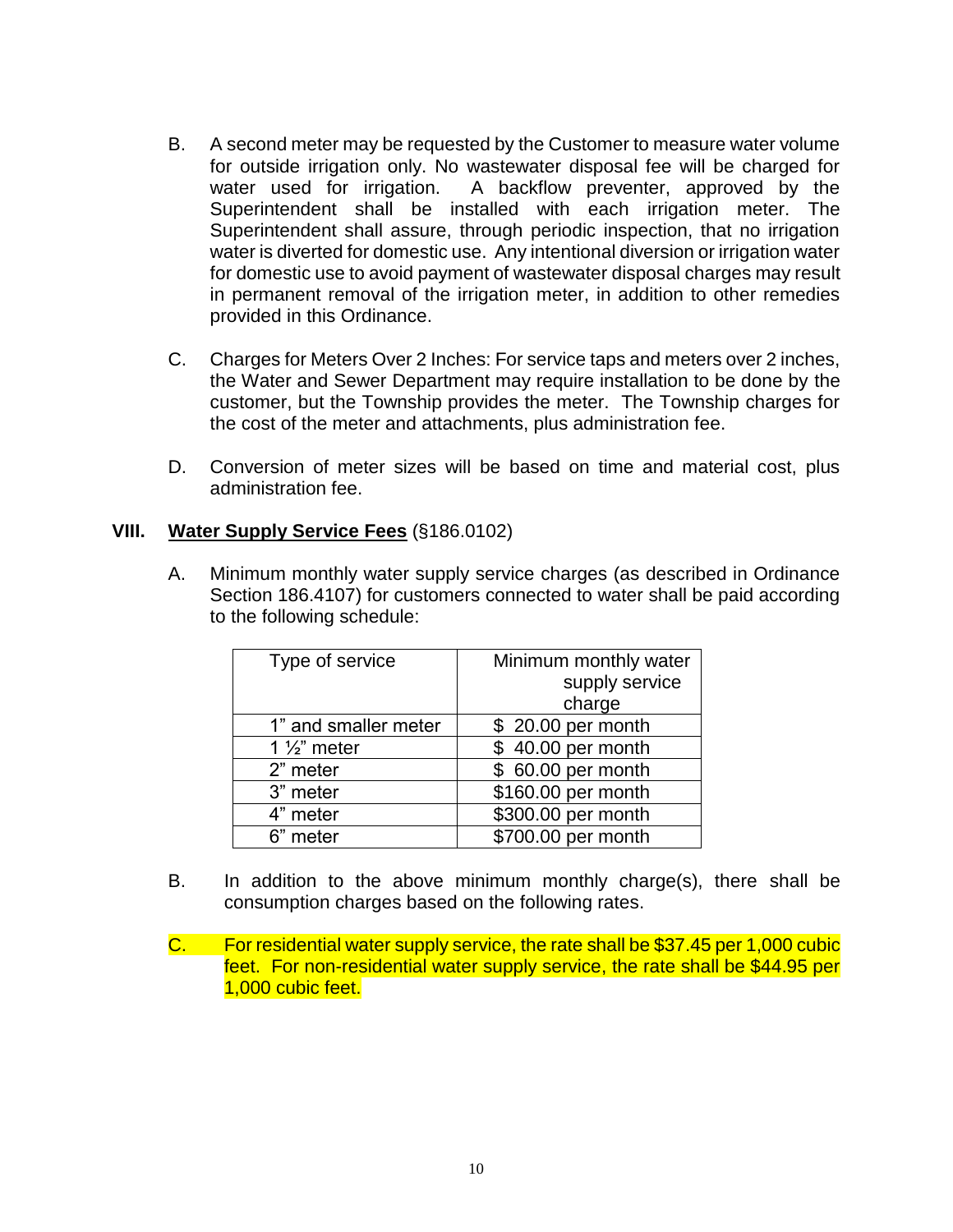B. A second meter may be requested by the Customer to measure water volume for outside irrigation only. No wastewater disposal fee will be charged for water used for irrigation. A backflow preventer, approved by the Superintendent shall be installed with each irrigation meter. The Superintendent shall assure, through periodic inspection, that no irrigation water is diverted for domestic use. Any intentional diversion or irrigation water for domestic use to avoid payment of wastewater disposal charges may result in permanent removal of the irrigation meter, in addition to other remedies provided in this Ordinance.

C. Charges for Meters Over 2 Inches: For service taps and meters over 2 inches, the Water and Sewer Department may require installation to be done by the customer, but the Township provides the meter. The Township charges for the cost of the meter and attachments, plus administration fee.

D. Conversion of meter sizes will be based on time and material cost, plus administration fee.

## VIII. <u>Water Supply Service Fees</u> (§186.0102)

A. Minimum monthly water supply service charges (as described in Ordinance Section 186.4107) for customers connected to water shall be paid according to the following schedule:

| Type of service | Minimum monthly water supply service charge |
|---|---|
| 1" and smaller meter | $ 20.00 per month |
| 1 ½" meter | $ 40.00 per month |
| 2" meter | $ 60.00 per month |
| 3" meter | $160.00 per month |
| 4" meter | $300.00 per month |
| 6" meter | $700.00 per month |

B. In addition to the above minimum monthly charge(s), there shall be consumption charges based on the following rates.

C. For residential water supply service, the rate shall be $37.45 per 1,000 cubic feet. For non-residential water supply service, the rate shall be $44.95 per 1,000 cubic feet.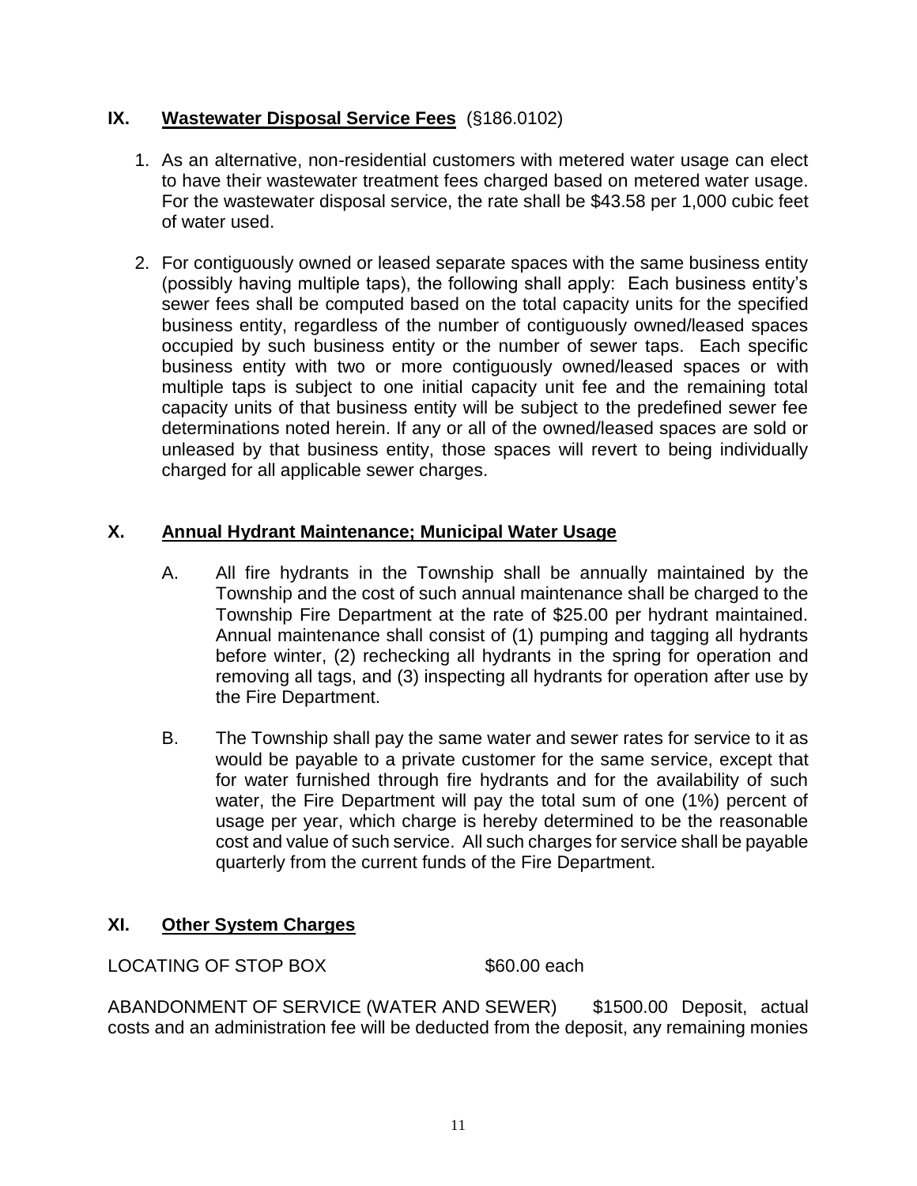## IX. <u>Wastewater Disposal Service Fees</u> (§186.0102)

1. As an alternative, non-residential customers with metered water usage can elect to have their wastewater treatment fees charged based on metered water usage. For the wastewater disposal service, the rate shall be $43.58 per 1,000 cubic feet of water used.

2. For contiguously owned or leased separate spaces with the same business entity (possibly having multiple taps), the following shall apply: Each business entity's sewer fees shall be computed based on the total capacity units for the specified business entity, regardless of the number of contiguously owned/leased spaces occupied by such business entity or the number of sewer taps. Each specific business entity with two or more contiguously owned/leased spaces or with multiple taps is subject to one initial capacity unit fee and the remaining total capacity units of that business entity will be subject to the predefined sewer fee determinations noted herein. If any or all of the owned/leased spaces are sold or unleased by that business entity, those spaces will revert to being individually charged for all applicable sewer charges.

## X. <u>Annual Hydrant Maintenance; Municipal Water Usage</u>

A. All fire hydrants in the Township shall be annually maintained by the Township and the cost of such annual maintenance shall be charged to the Township Fire Department at the rate of $25.00 per hydrant maintained. Annual maintenance shall consist of (1) pumping and tagging all hydrants before winter, (2) rechecking all hydrants in the spring for operation and removing all tags, and (3) inspecting all hydrants for operation after use by the Fire Department.

B. The Township shall pay the same water and sewer rates for service to it as would be payable to a private customer for the same service, except that for water furnished through fire hydrants and for the availability of such water, the Fire Department will pay the total sum of one (1%) percent of usage per year, which charge is hereby determined to be the reasonable cost and value of such service. All such charges for service shall be payable quarterly from the current funds of the Fire Department.

## XI. <u>Other System Charges</u>

LOCATING OF STOP BOX $60.00 each

ABANDONMENT OF SERVICE (WATER AND SEWER) $1500.00 Deposit, actual costs and an administration fee will be deducted from the deposit, any remaining monies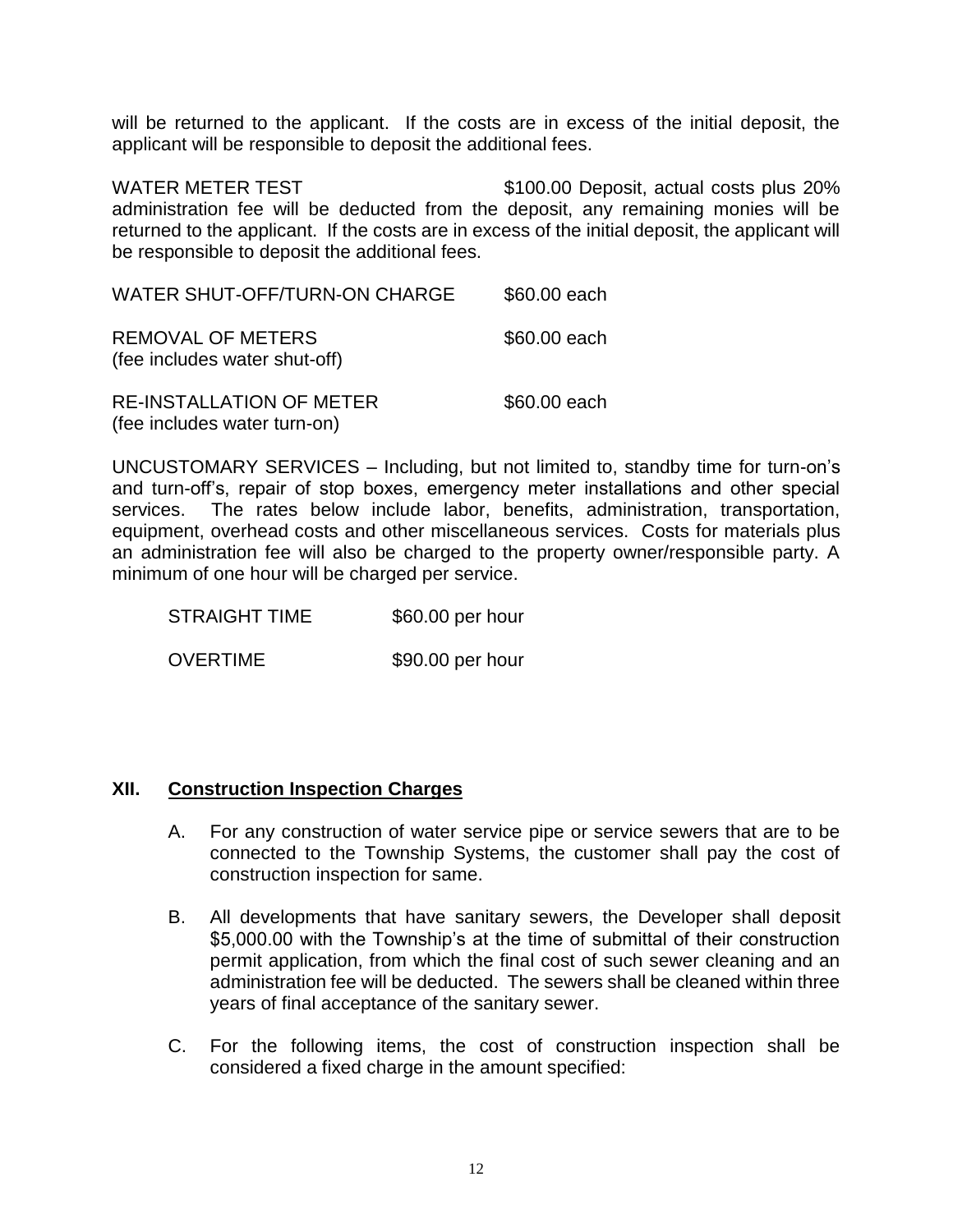will be returned to the applicant. If the costs are in excess of the initial deposit, the applicant will be responsible to deposit the additional fees.

WATER METER TEST $100.00 Deposit, actual costs plus 20% administration fee will be deducted from the deposit, any remaining monies will be returned to the applicant. If the costs are in excess of the initial deposit, the applicant will be responsible to deposit the additional fees.

| | |
|---|---|
| WATER SHUT-OFF/TURN-ON CHARGE | $60.00 each |
| REMOVAL OF METERS (fee includes water shut-off) | $60.00 each |
| RE-INSTALLATION OF METER (fee includes water turn-on) | $60.00 each |

UNCUSTOMARY SERVICES – Including, but not limited to, standby time for turn-on's and turn-off's, repair of stop boxes, emergency meter installations and other special services. The rates below include labor, benefits, administration, transportation, equipment, overhead costs and other miscellaneous services. Costs for materials plus an administration fee will also be charged to the property owner/responsible party. A minimum of one hour will be charged per service.

| | |
|---|---|
| STRAIGHT TIME | $60.00 per hour |
| OVERTIME | $90.00 per hour |

## XII. Construction Inspection Charges

A. For any construction of water service pipe or service sewers that are to be connected to the Township Systems, the customer shall pay the cost of construction inspection for same.

B. All developments that have sanitary sewers, the Developer shall deposit $5,000.00 with the Township's at the time of submittal of their construction permit application, from which the final cost of such sewer cleaning and an administration fee will be deducted. The sewers shall be cleaned within three years of final acceptance of the sanitary sewer.

C. For the following items, the cost of construction inspection shall be considered a fixed charge in the amount specified: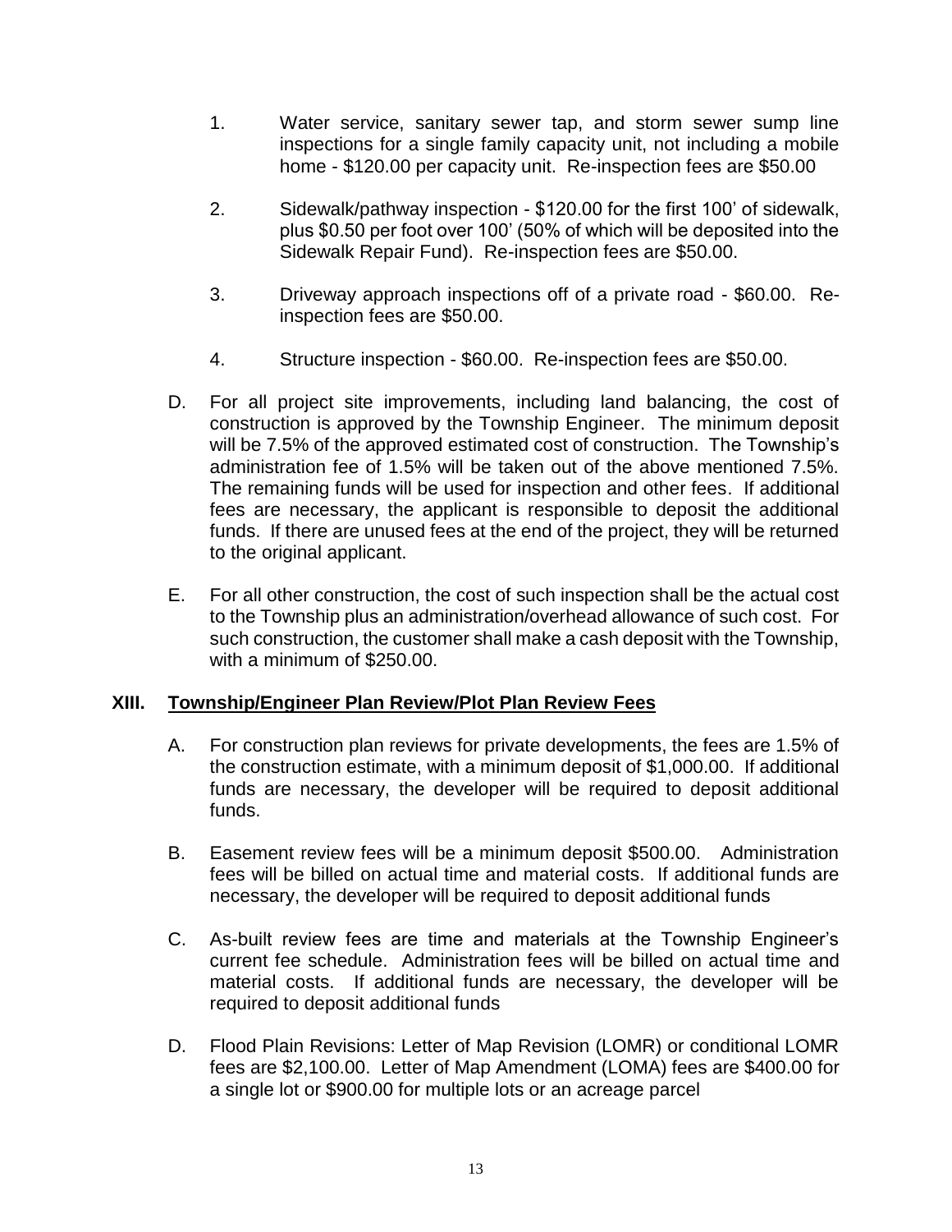1. Water service, sanitary sewer tap, and storm sewer sump line inspections for a single family capacity unit, not including a mobile home - $120.00 per capacity unit. Re-inspection fees are $50.00

2. Sidewalk/pathway inspection - $120.00 for the first 100' of sidewalk, plus $0.50 per foot over 100' (50% of which will be deposited into the Sidewalk Repair Fund). Re-inspection fees are $50.00.

3. Driveway approach inspections off of a private road - $60.00. Re-inspection fees are $50.00.

4. Structure inspection - $60.00. Re-inspection fees are $50.00.

D. For all project site improvements, including land balancing, the cost of construction is approved by the Township Engineer. The minimum deposit will be 7.5% of the approved estimated cost of construction. The Township's administration fee of 1.5% will be taken out of the above mentioned 7.5%. The remaining funds will be used for inspection and other fees. If additional fees are necessary, the applicant is responsible to deposit the additional funds. If there are unused fees at the end of the project, they will be returned to the original applicant.

E. For all other construction, the cost of such inspection shall be the actual cost to the Township plus an administration/overhead allowance of such cost. For such construction, the customer shall make a cash deposit with the Township, with a minimum of $250.00.

## XIII. Township/Engineer Plan Review/Plot Plan Review Fees

A. For construction plan reviews for private developments, the fees are 1.5% of the construction estimate, with a minimum deposit of $1,000.00. If additional funds are necessary, the developer will be required to deposit additional funds.

B. Easement review fees will be a minimum deposit $500.00. Administration fees will be billed on actual time and material costs. If additional funds are necessary, the developer will be required to deposit additional funds

C. As-built review fees are time and materials at the Township Engineer's current fee schedule. Administration fees will be billed on actual time and material costs. If additional funds are necessary, the developer will be required to deposit additional funds

D. Flood Plain Revisions: Letter of Map Revision (LOMR) or conditional LOMR fees are $2,100.00. Letter of Map Amendment (LOMA) fees are $400.00 for a single lot or $900.00 for multiple lots or an acreage parcel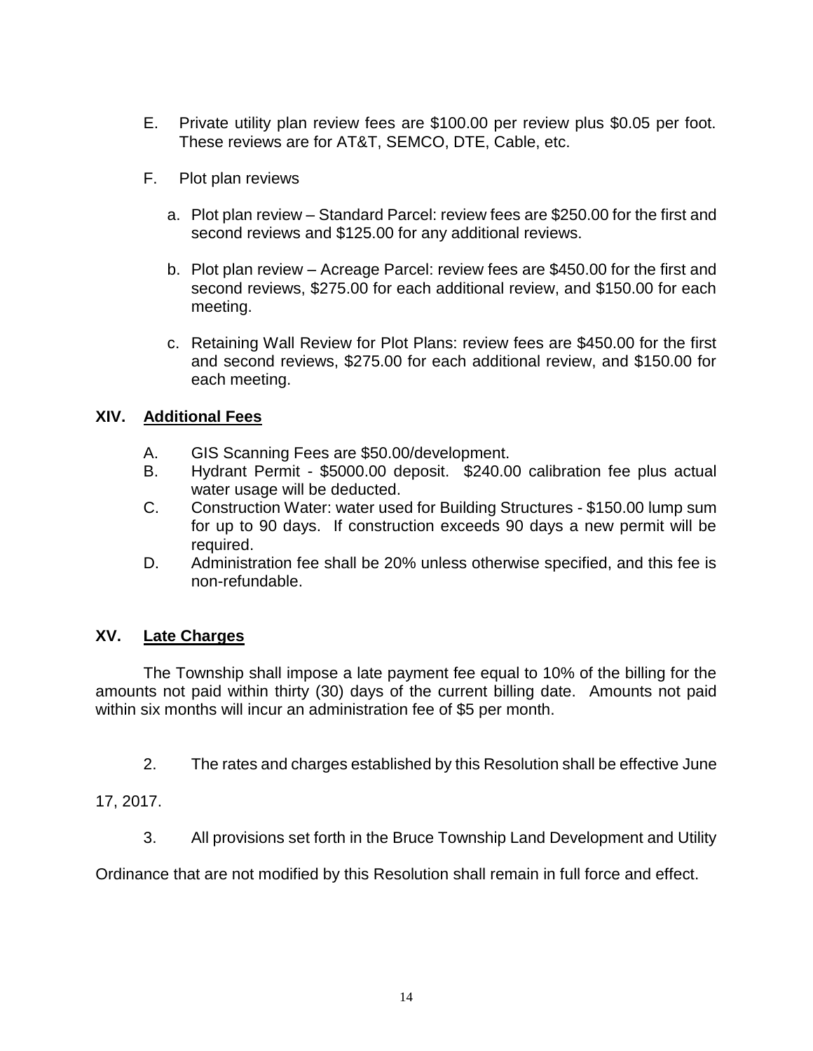E. Private utility plan review fees are $100.00 per review plus $0.05 per foot. These reviews are for AT&T, SEMCO, DTE, Cable, etc.

F. Plot plan reviews

   a. Plot plan review – Standard Parcel: review fees are $250.00 for the first and second reviews and $125.00 for any additional reviews.

   b. Plot plan review – Acreage Parcel: review fees are $450.00 for the first and second reviews, $275.00 for each additional review, and $150.00 for each meeting.

   c. Retaining Wall Review for Plot Plans: review fees are $450.00 for the first and second reviews, $275.00 for each additional review, and $150.00 for each meeting.

## XIV. Additional Fees

A. GIS Scanning Fees are $50.00/development.

B. Hydrant Permit - $5000.00 deposit. $240.00 calibration fee plus actual water usage will be deducted.

C. Construction Water: water used for Building Structures - $150.00 lump sum for up to 90 days. If construction exceeds 90 days a new permit will be required.

D. Administration fee shall be 20% unless otherwise specified, and this fee is non-refundable.

## XV. Late Charges

The Township shall impose a late payment fee equal to 10% of the billing for the amounts not paid within thirty (30) days of the current billing date. Amounts not paid within six months will incur an administration fee of $5 per month.

2. The rates and charges established by this Resolution shall be effective June 17, 2017.

3. All provisions set forth in the Bruce Township Land Development and Utility Ordinance that are not modified by this Resolution shall remain in full force and effect.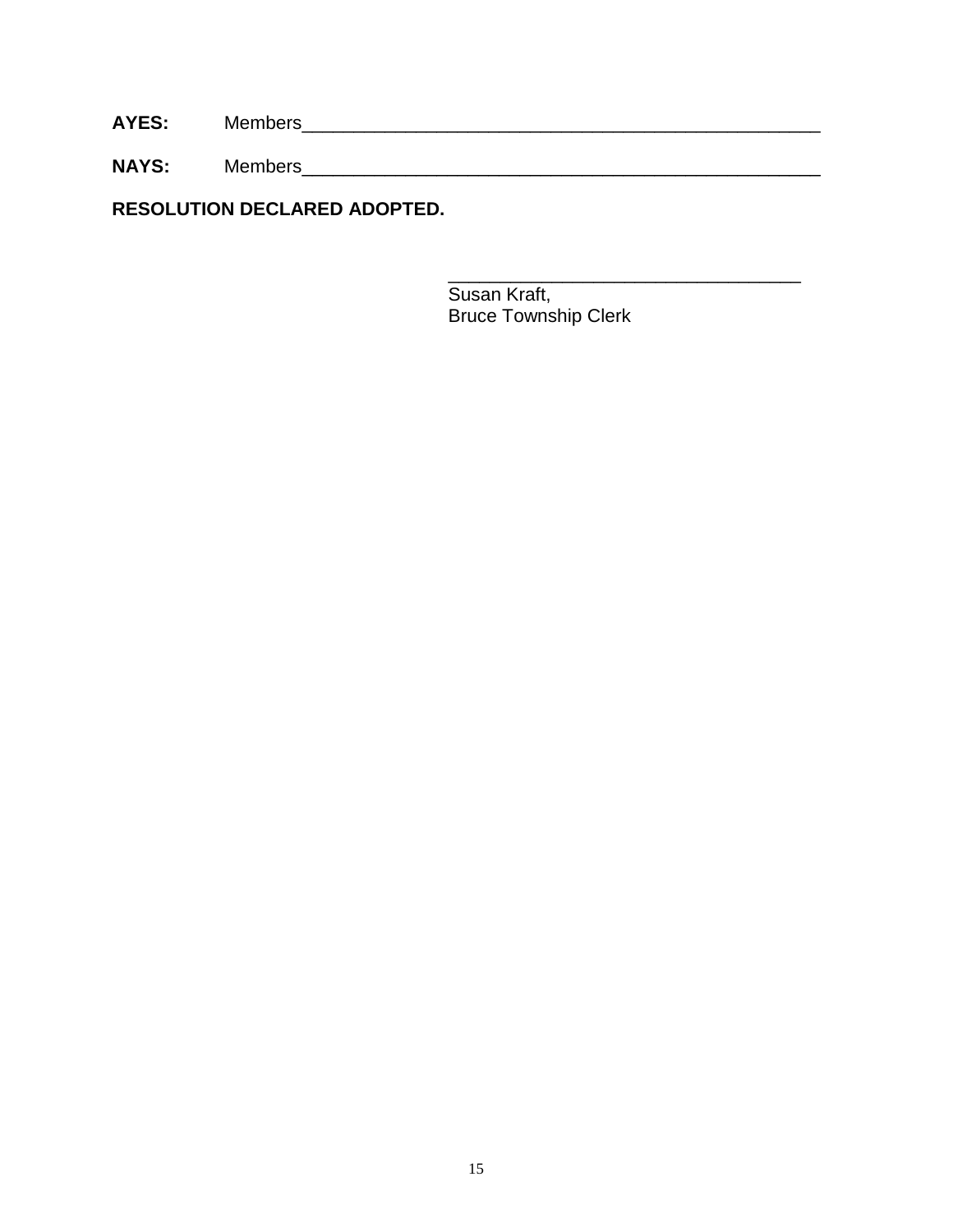**AYES:** Members_____________________________________________________

**NAYS:** Members_____________________________________________________

**RESOLUTION DECLARED ADOPTED.**

_____________________________________
Susan Kraft,
Bruce Township Clerk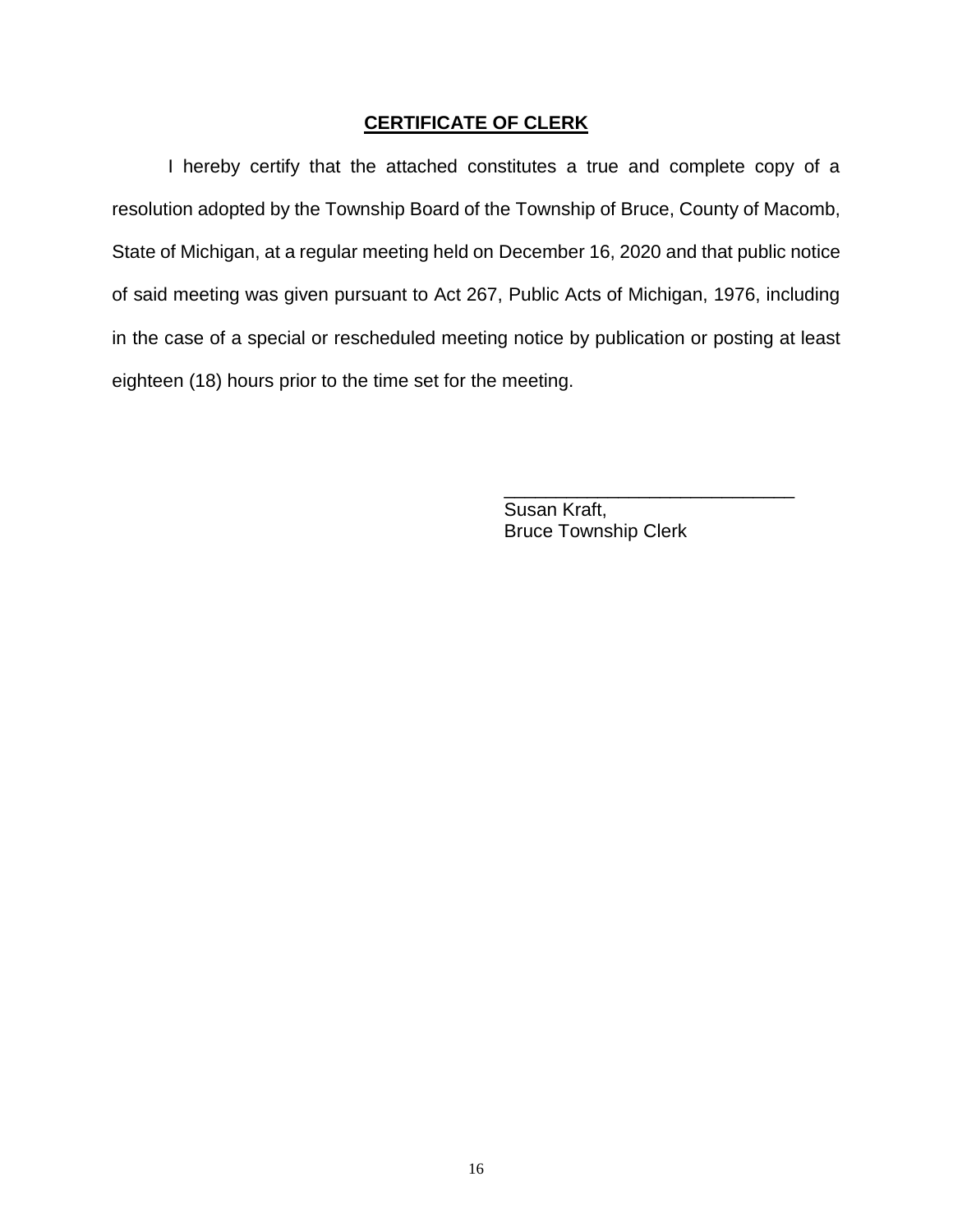## CERTIFICATE OF CLERK

I hereby certify that the attached constitutes a true and complete copy of a resolution adopted by the Township Board of the Township of Bruce, County of Macomb, State of Michigan, at a regular meeting held on December 16, 2020 and that public notice of said meeting was given pursuant to Act 267, Public Acts of Michigan, 1976, including in the case of a special or rescheduled meeting notice by publication or posting at least eighteen (18) hours prior to the time set for the meeting.

\_\_\_\_\_\_\_\_\_\_\_\_\_\_\_\_\_\_\_\_\_\_\_\_\_\_\_\_\_\_

Susan Kraft,  
Bruce Township Clerk